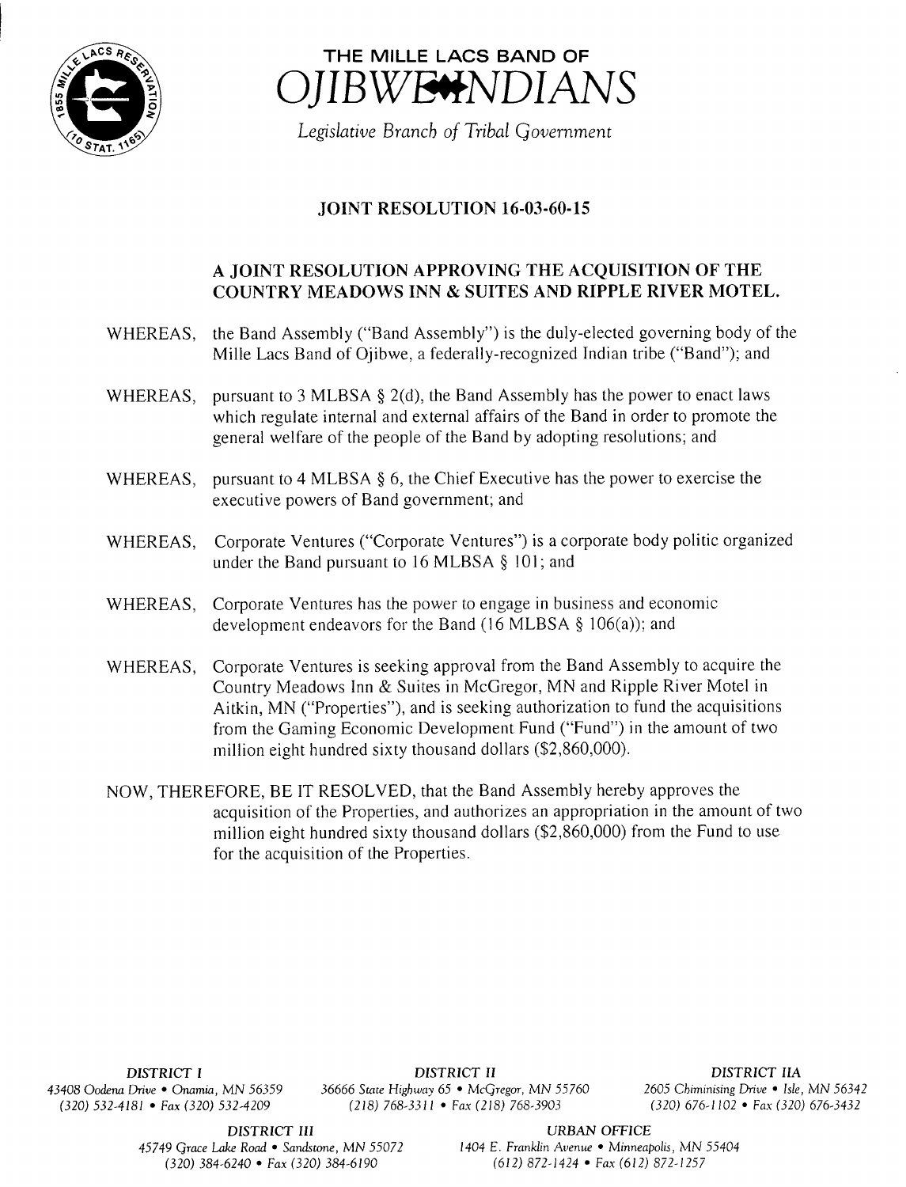# THE MILLE LACS BAND OF OJIBWE INDIANS

*Legislative Branch of Tribal Government*

## JOINT RESOLUTION 16-03-60-15

### A JOINT RESOLUTION APPROVING THE ACQUISITION OF THE COUNTRY MEADOWS INN & SUITES AND RIPPLE RIVER MOTEL.

WHEREAS, the Band Assembly ("Band Assembly") is the duly-elected governing body of the Mille Lacs Band of Ojibwe, a federally-recognized Indian tribe ("Band"); and

WHEREAS, pursuant to 3 MLBSA § 2(d), the Band Assembly has the power to enact laws which regulate internal and external affairs of the Band in order to promote the general welfare of the people of the Band by adopting resolutions; and

WHEREAS, pursuant to 4 MLBSA § 6, the Chief Executive has the power to exercise the executive powers of Band government; and

WHEREAS, Corporate Ventures ("Corporate Ventures") is a corporate body politic organized under the Band pursuant to 16 MLBSA § 101; and

WHEREAS, Corporate Ventures has the power to engage in business and economic development endeavors for the Band (16 MLBSA § 106(a)); and

WHEREAS, Corporate Ventures is seeking approval from the Band Assembly to acquire the Country Meadows Inn & Suites in McGregor, MN and Ripple River Motel in Aitkin, MN ("Properties"), and is seeking authorization to fund the acquisitions from the Gaming Economic Development Fund ("Fund") in the amount of two million eight hundred sixty thousand dollars ($2,860,000).

NOW, THEREFORE, BE IT RESOLVED, that the Band Assembly hereby approves the acquisition of the Properties, and authorizes an appropriation in the amount of two million eight hundred sixty thousand dollars ($2,860,000) from the Fund to use for the acquisition of the Properties.

*DISTRICT I*
*43408 Oodena Drive • Onamia, MN 56359*
*(320) 532-4181 • Fax (320) 532-4209*

*DISTRICT II*
*36666 State Highway 65 • McGregor, MN 55760*
*(218) 768-3311 • Fax (218) 768-3903*

*DISTRICT IIA*
*2605 Chiminising Drive • Isle, MN 56342*
*(320) 676-1102 • Fax (320) 676-3432*

*DISTRICT III*
*45749 Grace Lake Road • Sandstone, MN 55072*
*(320) 384-6240 • Fax (320) 384-6190*

*URBAN OFFICE*
*1404 E. Franklin Avenue • Minneapolis, MN 55404*
*(612) 872-1424 • Fax (612) 872-1257*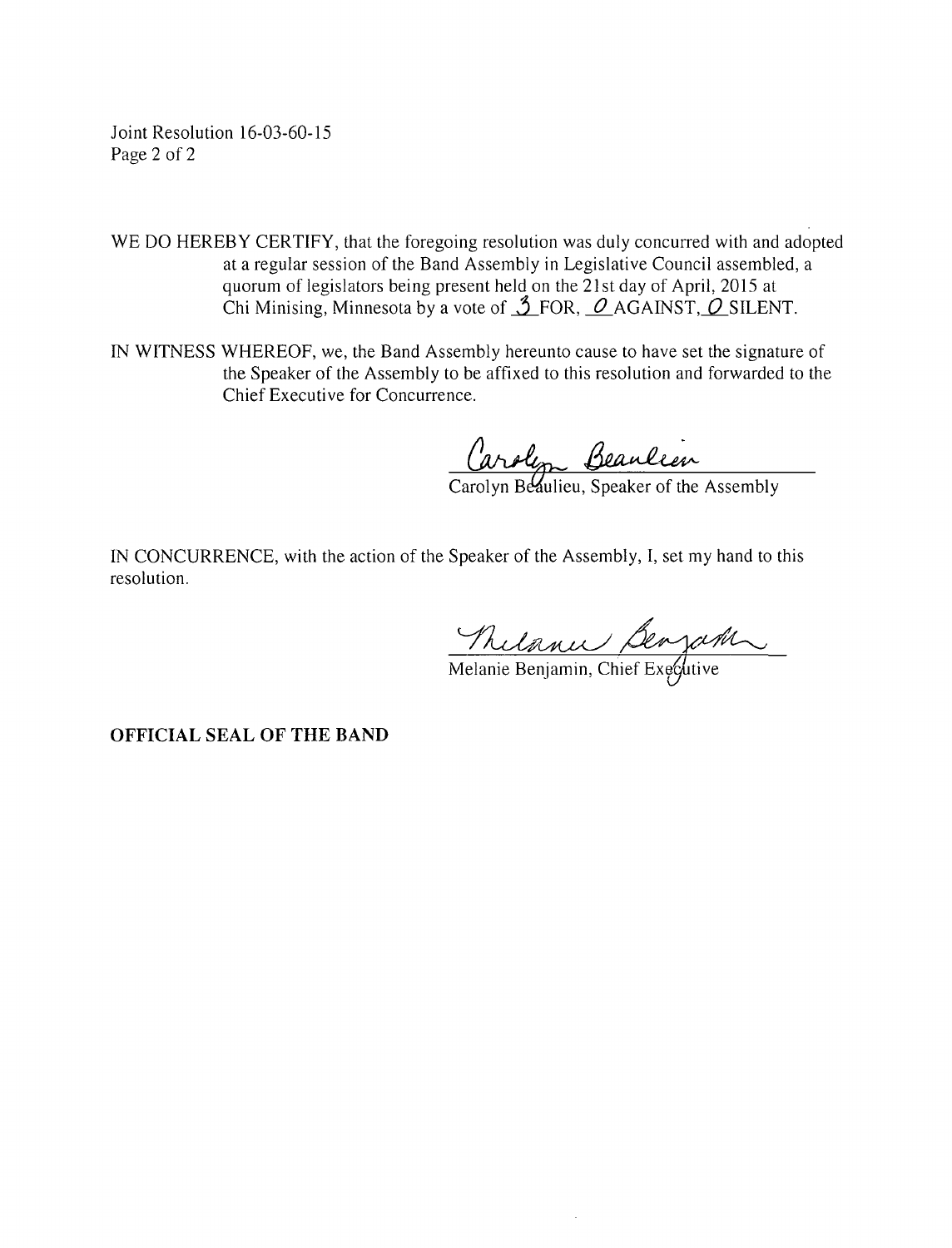Joint Resolution 16-03-60-15
Page 2 of 2

WE DO HEREBY CERTIFY, that the foregoing resolution was duly concurred with and adopted at a regular session of the Band Assembly in Legislative Council assembled, a quorum of legislators being present held on the 21st day of April, 2015 at Chi Minising, Minnesota by a vote of 3 FOR, 0 AGAINST, 0 SILENT.

IN WITNESS WHEREOF, we, the Band Assembly hereunto cause to have set the signature of the Speaker of the Assembly to be affixed to this resolution and forwarded to the Chief Executive for Concurrence.

Carolyn Beaulieu

Carolyn Beaulieu, Speaker of the Assembly

IN CONCURRENCE, with the action of the Speaker of the Assembly, I, set my hand to this resolution.

Melanie Benjamin

Melanie Benjamin, Chief Executive

**OFFICIAL SEAL OF THE BAND**